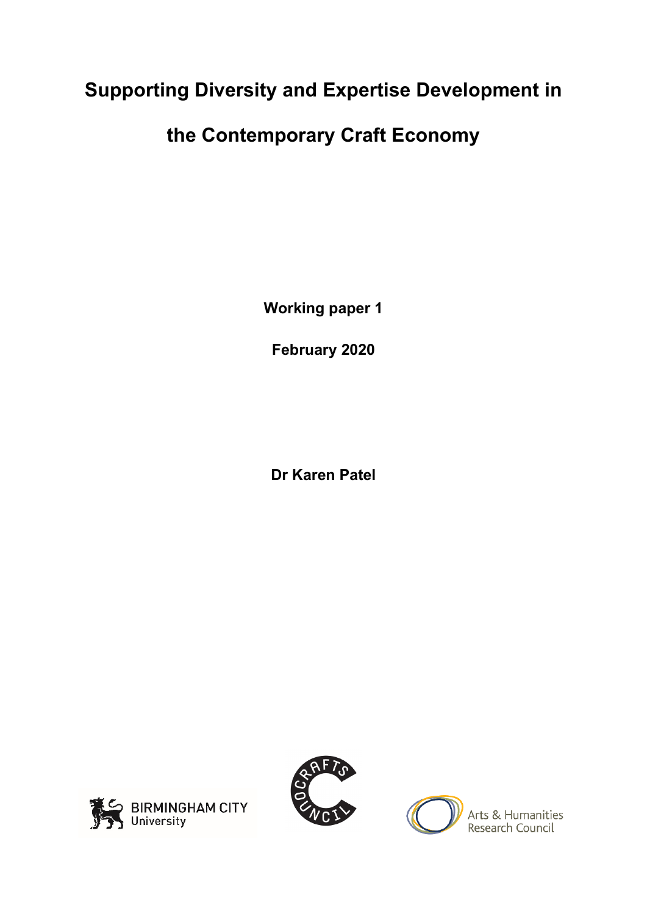# Supporting Diversity and Expertise Development in the Contemporary Craft Economy

**Working paper 1**

**February 2020**

**Dr Karen Patel**

BIRMINGHAM CITY University

CRAFTS COUNCIL

Arts & Humanities Research Council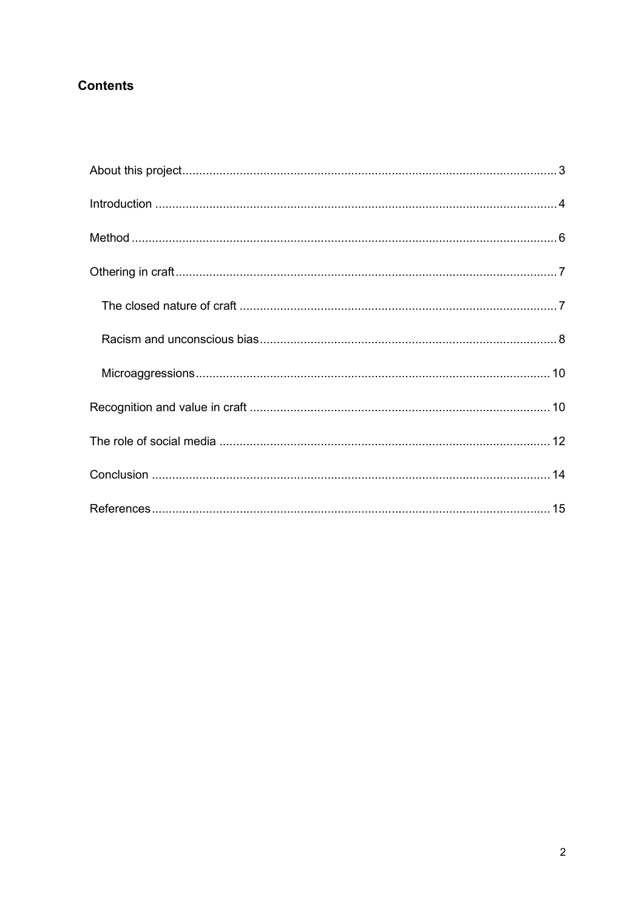## Contents

- About this project .......... 3
- Introduction .......... 4
- Method .......... 6
- Othering in craft .......... 7
  - The closed nature of craft .......... 7
  - Racism and unconscious bias .......... 8
  - Microaggressions .......... 10
- Recognition and value in craft .......... 10
- The role of social media .......... 12
- Conclusion .......... 14
- References .......... 15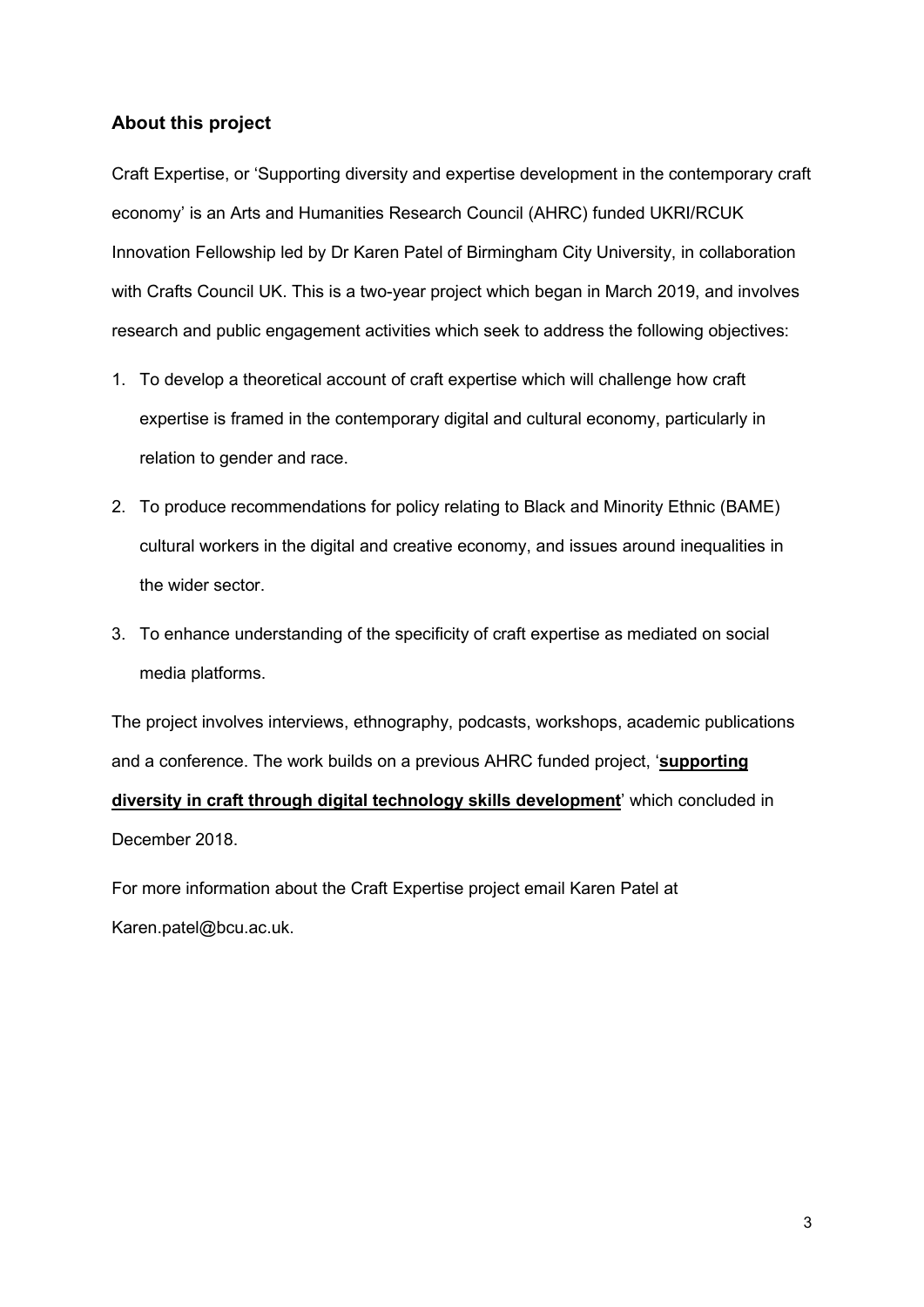## About this project

Craft Expertise, or 'Supporting diversity and expertise development in the contemporary craft economy' is an Arts and Humanities Research Council (AHRC) funded UKRI/RCUK Innovation Fellowship led by Dr Karen Patel of Birmingham City University, in collaboration with Crafts Council UK. This is a two-year project which began in March 2019, and involves research and public engagement activities which seek to address the following objectives:

1. To develop a theoretical account of craft expertise which will challenge how craft expertise is framed in the contemporary digital and cultural economy, particularly in relation to gender and race.
2. To produce recommendations for policy relating to Black and Minority Ethnic (BAME) cultural workers in the digital and creative economy, and issues around inequalities in the wider sector.
3. To enhance understanding of the specificity of craft expertise as mediated on social media platforms.

The project involves interviews, ethnography, podcasts, workshops, academic publications and a conference. The work builds on a previous AHRC funded project, '**supporting diversity in craft through digital technology skills development**' which concluded in December 2018.

For more information about the Craft Expertise project email Karen Patel at Karen.patel@bcu.ac.uk.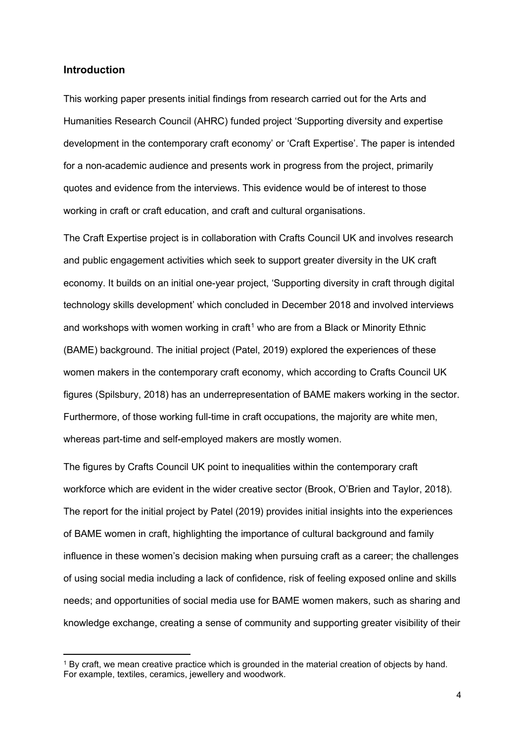## Introduction

This working paper presents initial findings from research carried out for the Arts and Humanities Research Council (AHRC) funded project 'Supporting diversity and expertise development in the contemporary craft economy' or 'Craft Expertise'. The paper is intended for a non-academic audience and presents work in progress from the project, primarily quotes and evidence from the interviews. This evidence would be of interest to those working in craft or craft education, and craft and cultural organisations.

The Craft Expertise project is in collaboration with Crafts Council UK and involves research and public engagement activities which seek to support greater diversity in the UK craft economy. It builds on an initial one-year project, 'Supporting diversity in craft through digital technology skills development' which concluded in December 2018 and involved interviews and workshops with women working in craft[1] who are from a Black or Minority Ethnic (BAME) background. The initial project (Patel, 2019) explored the experiences of these women makers in the contemporary craft economy, which according to Crafts Council UK figures (Spilsbury, 2018) has an underrepresentation of BAME makers working in the sector. Furthermore, of those working full-time in craft occupations, the majority are white men, whereas part-time and self-employed makers are mostly women.

The figures by Crafts Council UK point to inequalities within the contemporary craft workforce which are evident in the wider creative sector (Brook, O'Brien and Taylor, 2018). The report for the initial project by Patel (2019) provides initial insights into the experiences of BAME women in craft, highlighting the importance of cultural background and family influence in these women's decision making when pursuing craft as a career; the challenges of using social media including a lack of confidence, risk of feeling exposed online and skills needs; and opportunities of social media use for BAME women makers, such as sharing and knowledge exchange, creating a sense of community and supporting greater visibility of their

[1] By craft, we mean creative practice which is grounded in the material creation of objects by hand. For example, textiles, ceramics, jewellery and woodwork.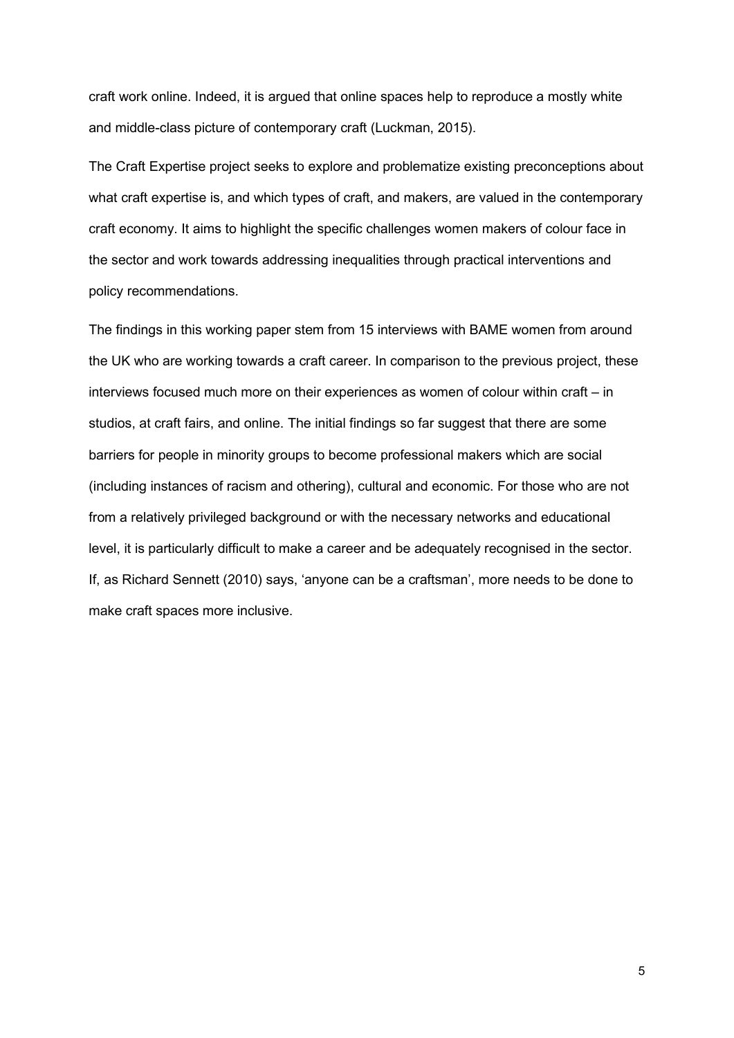craft work online. Indeed, it is argued that online spaces help to reproduce a mostly white and middle-class picture of contemporary craft (Luckman, 2015).

The Craft Expertise project seeks to explore and problematize existing preconceptions about what craft expertise is, and which types of craft, and makers, are valued in the contemporary craft economy. It aims to highlight the specific challenges women makers of colour face in the sector and work towards addressing inequalities through practical interventions and policy recommendations.

The findings in this working paper stem from 15 interviews with BAME women from around the UK who are working towards a craft career. In comparison to the previous project, these interviews focused much more on their experiences as women of colour within craft – in studios, at craft fairs, and online. The initial findings so far suggest that there are some barriers for people in minority groups to become professional makers which are social (including instances of racism and othering), cultural and economic. For those who are not from a relatively privileged background or with the necessary networks and educational level, it is particularly difficult to make a career and be adequately recognised in the sector. If, as Richard Sennett (2010) says, 'anyone can be a craftsman', more needs to be done to make craft spaces more inclusive.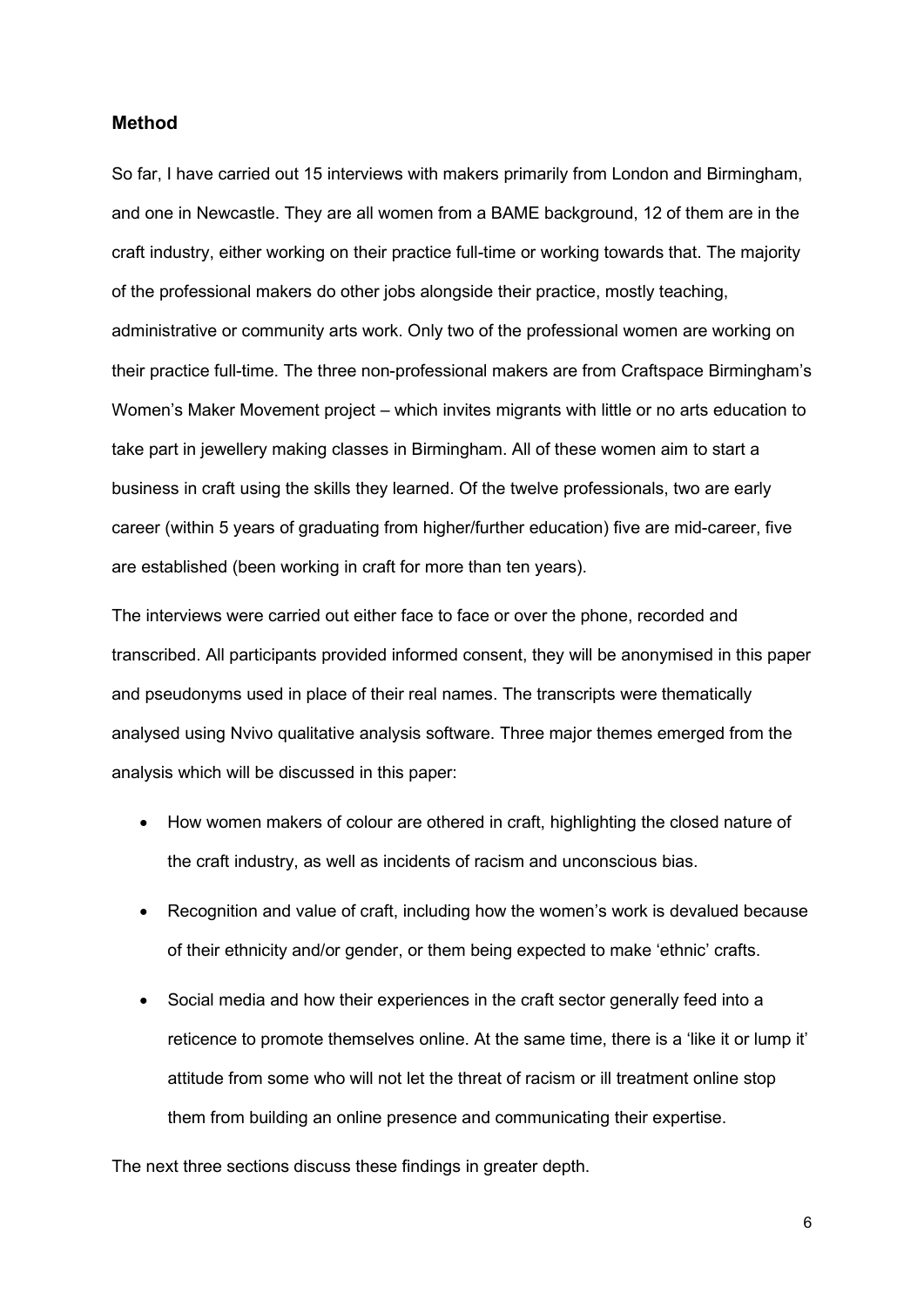## Method

So far, I have carried out 15 interviews with makers primarily from London and Birmingham, and one in Newcastle. They are all women from a BAME background, 12 of them are in the craft industry, either working on their practice full-time or working towards that. The majority of the professional makers do other jobs alongside their practice, mostly teaching, administrative or community arts work. Only two of the professional women are working on their practice full-time. The three non-professional makers are from Craftspace Birmingham's Women's Maker Movement project – which invites migrants with little or no arts education to take part in jewellery making classes in Birmingham. All of these women aim to start a business in craft using the skills they learned. Of the twelve professionals, two are early career (within 5 years of graduating from higher/further education) five are mid-career, five are established (been working in craft for more than ten years).

The interviews were carried out either face to face or over the phone, recorded and transcribed. All participants provided informed consent, they will be anonymised in this paper and pseudonyms used in place of their real names. The transcripts were thematically analysed using Nvivo qualitative analysis software. Three major themes emerged from the analysis which will be discussed in this paper:

- How women makers of colour are othered in craft, highlighting the closed nature of the craft industry, as well as incidents of racism and unconscious bias.
- Recognition and value of craft, including how the women's work is devalued because of their ethnicity and/or gender, or them being expected to make 'ethnic' crafts.
- Social media and how their experiences in the craft sector generally feed into a reticence to promote themselves online. At the same time, there is a 'like it or lump it' attitude from some who will not let the threat of racism or ill treatment online stop them from building an online presence and communicating their expertise.

The next three sections discuss these findings in greater depth.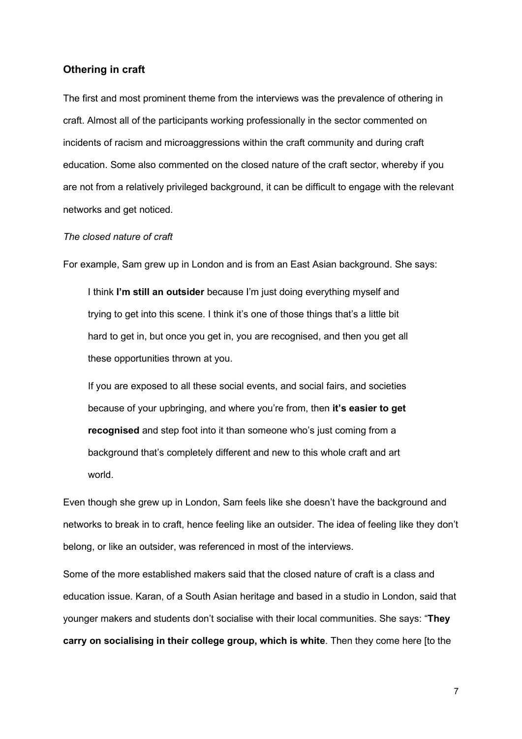## Othering in craft

The first and most prominent theme from the interviews was the prevalence of othering in craft. Almost all of the participants working professionally in the sector commented on incidents of racism and microaggressions within the craft community and during craft education. Some also commented on the closed nature of the craft sector, whereby if you are not from a relatively privileged background, it can be difficult to engage with the relevant networks and get noticed.

*The closed nature of craft*

For example, Sam grew up in London and is from an East Asian background. She says:

> I think **I'm still an outsider** because I'm just doing everything myself and trying to get into this scene. I think it's one of those things that's a little bit hard to get in, but once you get in, you are recognised, and then you get all these opportunities thrown at you.
>
> If you are exposed to all these social events, and social fairs, and societies because of your upbringing, and where you're from, then **it's easier to get recognised** and step foot into it than someone who's just coming from a background that's completely different and new to this whole craft and art world.

Even though she grew up in London, Sam feels like she doesn't have the background and networks to break in to craft, hence feeling like an outsider. The idea of feeling like they don't belong, or like an outsider, was referenced in most of the interviews.

Some of the more established makers said that the closed nature of craft is a class and education issue. Karan, of a South Asian heritage and based in a studio in London, said that younger makers and students don't socialise with their local communities. She says: "**They carry on socialising in their college group, which is white**. Then they come here [to the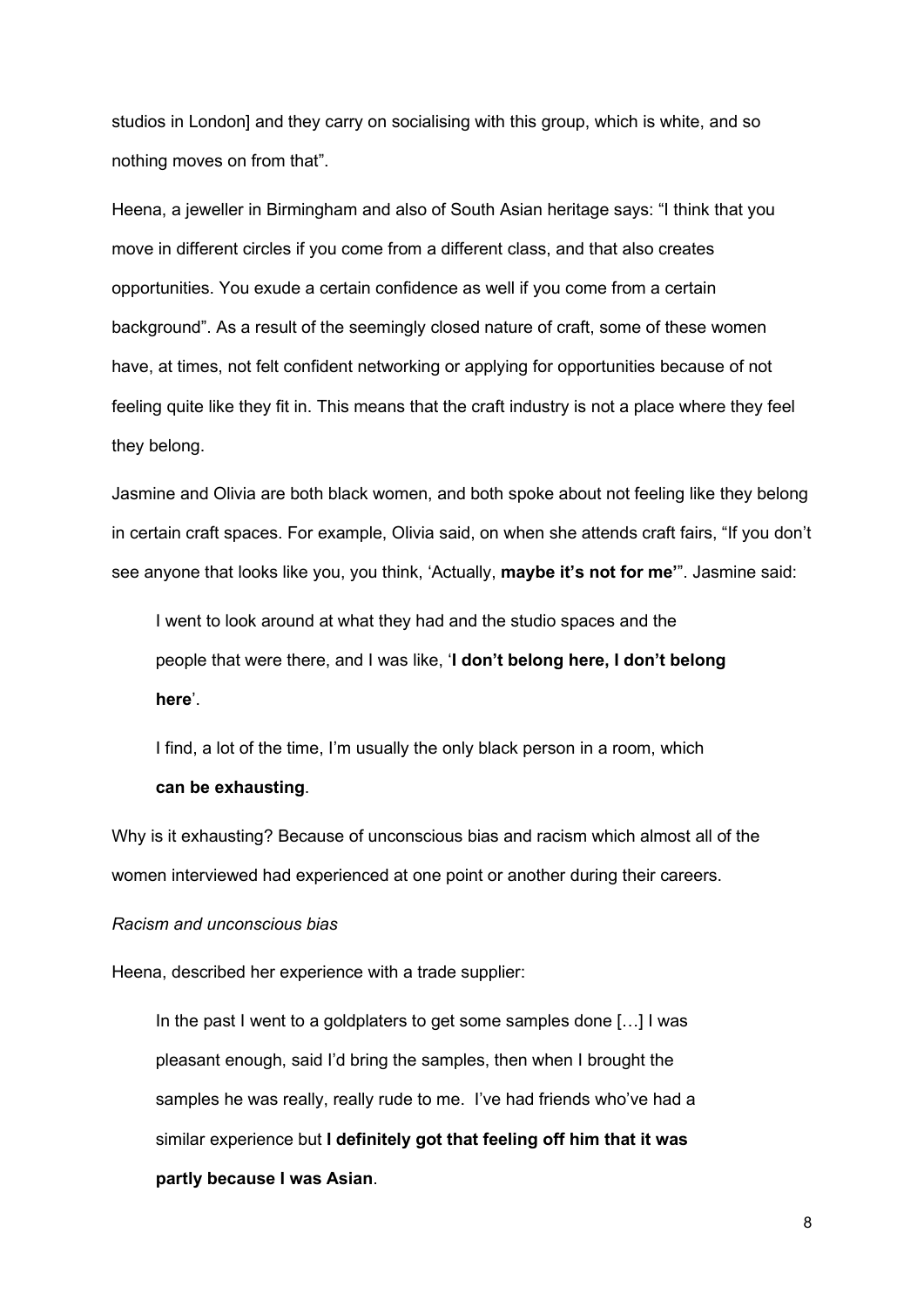studios in London] and they carry on socialising with this group, which is white, and so nothing moves on from that".

Heena, a jeweller in Birmingham and also of South Asian heritage says: "I think that you move in different circles if you come from a different class, and that also creates opportunities. You exude a certain confidence as well if you come from a certain background". As a result of the seemingly closed nature of craft, some of these women have, at times, not felt confident networking or applying for opportunities because of not feeling quite like they fit in. This means that the craft industry is not a place where they feel they belong.

Jasmine and Olivia are both black women, and both spoke about not feeling like they belong in certain craft spaces. For example, Olivia said, on when she attends craft fairs, "If you don't see anyone that looks like you, you think, 'Actually, **maybe it's not for me'**". Jasmine said:

> I went to look around at what they had and the studio spaces and the people that were there, and I was like, '**I don't belong here, I don't belong here**'.
>
> I find, a lot of the time, I'm usually the only black person in a room, which **can be exhausting**.

Why is it exhausting? Because of unconscious bias and racism which almost all of the women interviewed had experienced at one point or another during their careers.

*Racism and unconscious bias*

Heena, described her experience with a trade supplier:

> In the past I went to a goldplaters to get some samples done […] I was pleasant enough, said I'd bring the samples, then when I brought the samples he was really, really rude to me. I've had friends who've had a similar experience but **I definitely got that feeling off him that it was partly because I was Asian**.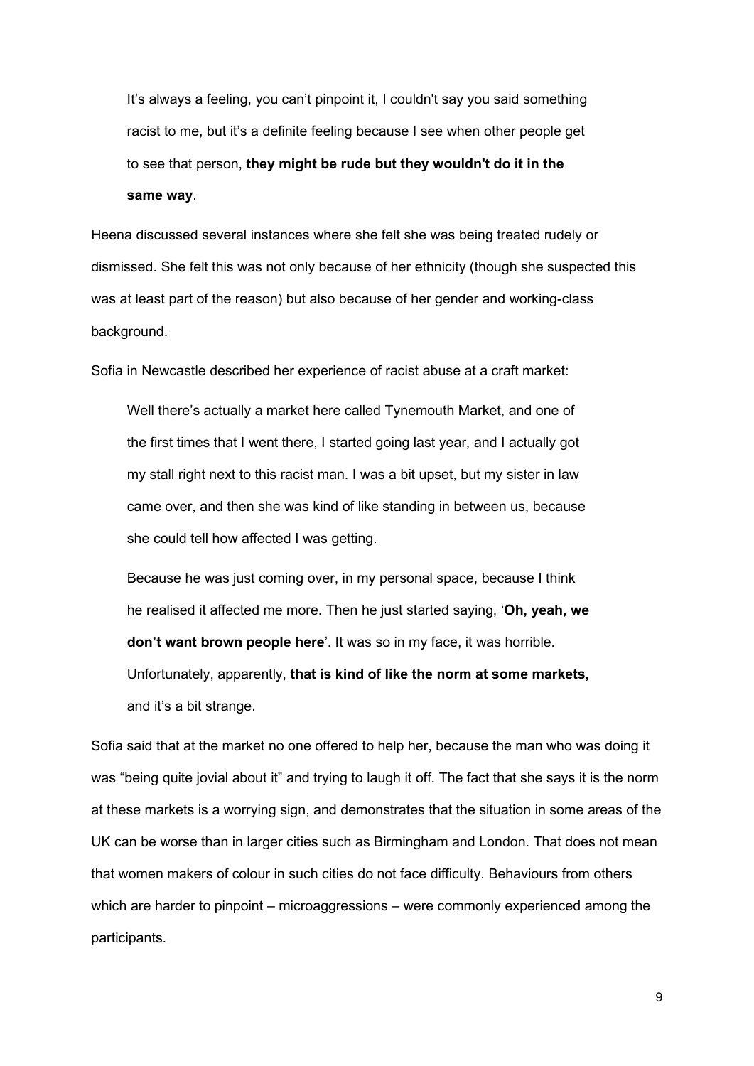> It's always a feeling, you can't pinpoint it, I couldn't say you said something racist to me, but it's a definite feeling because I see when other people get to see that person, **they might be rude but they wouldn't do it in the same way**.

Heena discussed several instances where she felt she was being treated rudely or dismissed. She felt this was not only because of her ethnicity (though she suspected this was at least part of the reason) but also because of her gender and working-class background.

Sofia in Newcastle described her experience of racist abuse at a craft market:

> Well there's actually a market here called Tynemouth Market, and one of the first times that I went there, I started going last year, and I actually got my stall right next to this racist man. I was a bit upset, but my sister in law came over, and then she was kind of like standing in between us, because she could tell how affected I was getting.
>
> Because he was just coming over, in my personal space, because I think he realised it affected me more. Then he just started saying, '**Oh, yeah, we don't want brown people here**'. It was so in my face, it was horrible. Unfortunately, apparently, **that is kind of like the norm at some markets,** and it's a bit strange.

Sofia said that at the market no one offered to help her, because the man who was doing it was "being quite jovial about it" and trying to laugh it off. The fact that she says it is the norm at these markets is a worrying sign, and demonstrates that the situation in some areas of the UK can be worse than in larger cities such as Birmingham and London. That does not mean that women makers of colour in such cities do not face difficulty. Behaviours from others which are harder to pinpoint – microaggressions – were commonly experienced among the participants.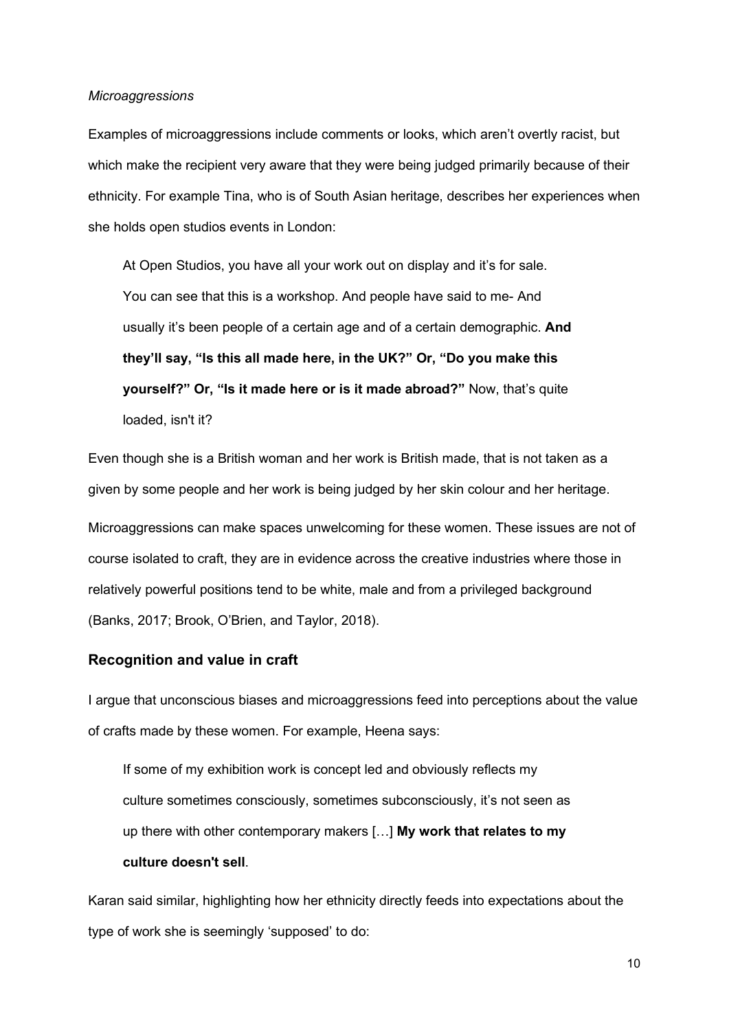*Microaggressions*

Examples of microaggressions include comments or looks, which aren't overtly racist, but which make the recipient very aware that they were being judged primarily because of their ethnicity. For example Tina, who is of South Asian heritage, describes her experiences when she holds open studios events in London:

> At Open Studios, you have all your work out on display and it's for sale. You can see that this is a workshop. And people have said to me- And usually it's been people of a certain age and of a certain demographic. **And they'll say, "Is this all made here, in the UK?" Or, "Do you make this yourself?" Or, "Is it made here or is it made abroad?"** Now, that's quite loaded, isn't it?

Even though she is a British woman and her work is British made, that is not taken as a given by some people and her work is being judged by her skin colour and her heritage.

Microaggressions can make spaces unwelcoming for these women. These issues are not of course isolated to craft, they are in evidence across the creative industries where those in relatively powerful positions tend to be white, male and from a privileged background (Banks, 2017; Brook, O'Brien, and Taylor, 2018).

## Recognition and value in craft

I argue that unconscious biases and microaggressions feed into perceptions about the value of crafts made by these women. For example, Heena says:

> If some of my exhibition work is concept led and obviously reflects my culture sometimes consciously, sometimes subconsciously, it's not seen as up there with other contemporary makers […] **My work that relates to my culture doesn't sell**.

Karan said similar, highlighting how her ethnicity directly feeds into expectations about the type of work she is seemingly 'supposed' to do: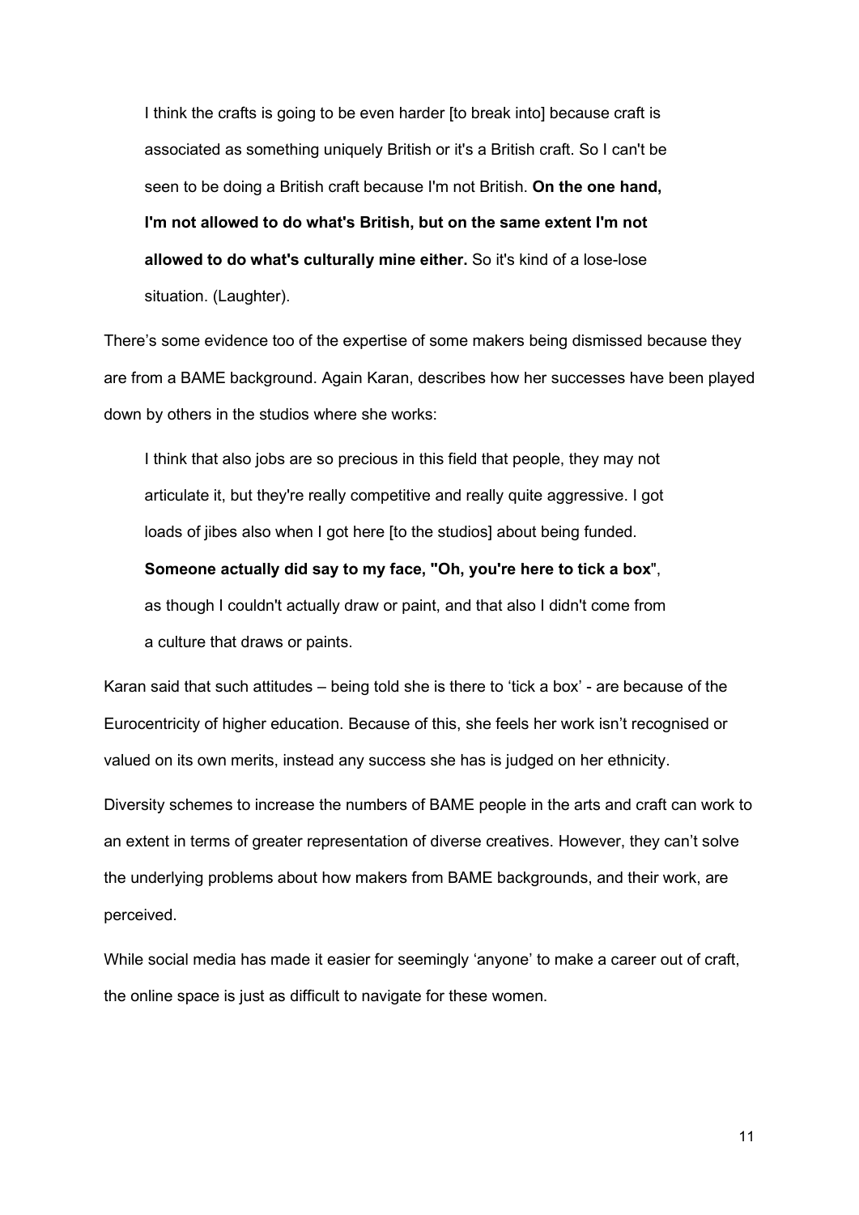> I think the crafts is going to be even harder [to break into] because craft is associated as something uniquely British or it's a British craft. So I can't be seen to be doing a British craft because I'm not British. **On the one hand, I'm not allowed to do what's British, but on the same extent I'm not allowed to do what's culturally mine either.** So it's kind of a lose-lose situation. (Laughter).

There's some evidence too of the expertise of some makers being dismissed because they are from a BAME background. Again Karan, describes how her successes have been played down by others in the studios where she works:

> I think that also jobs are so precious in this field that people, they may not articulate it, but they're really competitive and really quite aggressive. I got loads of jibes also when I got here [to the studios] about being funded. **Someone actually did say to my face, "Oh, you're here to tick a box**", as though I couldn't actually draw or paint, and that also I didn't come from a culture that draws or paints.

Karan said that such attitudes – being told she is there to 'tick a box' - are because of the Eurocentricity of higher education. Because of this, she feels her work isn't recognised or valued on its own merits, instead any success she has is judged on her ethnicity.

Diversity schemes to increase the numbers of BAME people in the arts and craft can work to an extent in terms of greater representation of diverse creatives. However, they can't solve the underlying problems about how makers from BAME backgrounds, and their work, are perceived.

While social media has made it easier for seemingly 'anyone' to make a career out of craft, the online space is just as difficult to navigate for these women.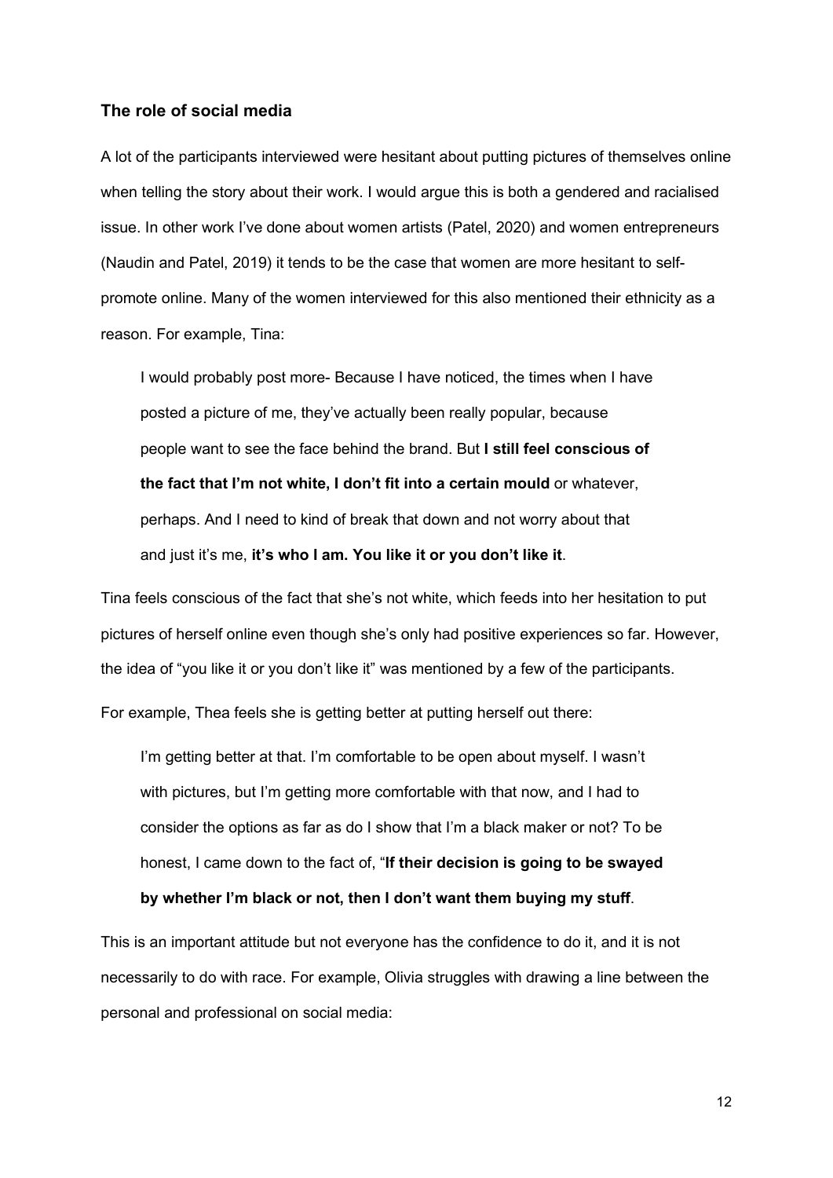### The role of social media

A lot of the participants interviewed were hesitant about putting pictures of themselves online when telling the story about their work. I would argue this is both a gendered and racialised issue. In other work I've done about women artists (Patel, 2020) and women entrepreneurs (Naudin and Patel, 2019) it tends to be the case that women are more hesitant to self-promote online. Many of the women interviewed for this also mentioned their ethnicity as a reason. For example, Tina:

> I would probably post more- Because I have noticed, the times when I have posted a picture of me, they've actually been really popular, because people want to see the face behind the brand. But **I still feel conscious of the fact that I'm not white, I don't fit into a certain mould** or whatever, perhaps. And I need to kind of break that down and not worry about that and just it's me, **it's who I am. You like it or you don't like it**.

Tina feels conscious of the fact that she's not white, which feeds into her hesitation to put pictures of herself online even though she's only had positive experiences so far. However, the idea of "you like it or you don't like it" was mentioned by a few of the participants.

For example, Thea feels she is getting better at putting herself out there:

> I'm getting better at that. I'm comfortable to be open about myself. I wasn't with pictures, but I'm getting more comfortable with that now, and I had to consider the options as far as do I show that I'm a black maker or not? To be honest, I came down to the fact of, "**If their decision is going to be swayed by whether I'm black or not, then I don't want them buying my stuff**.

This is an important attitude but not everyone has the confidence to do it, and it is not necessarily to do with race. For example, Olivia struggles with drawing a line between the personal and professional on social media: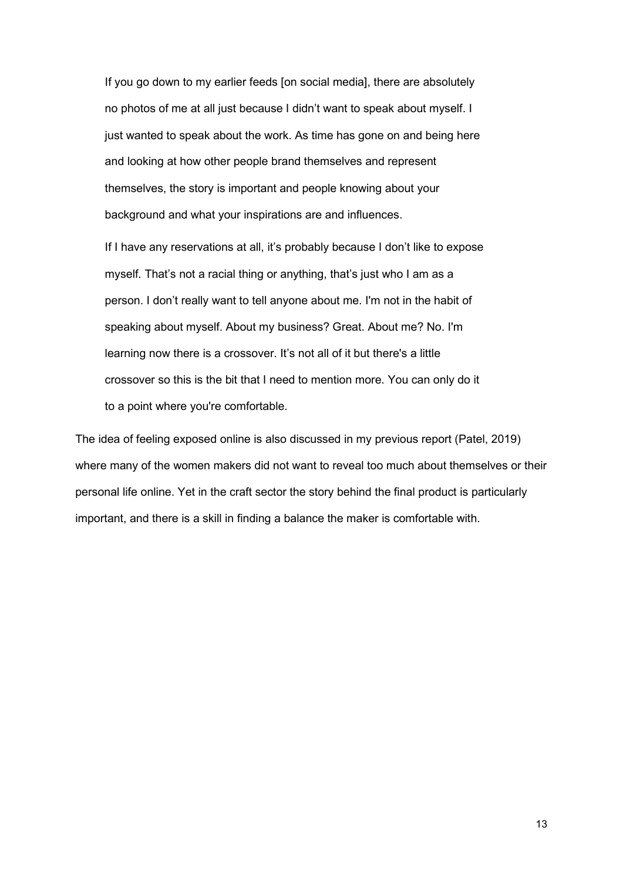> If you go down to my earlier feeds [on social media], there are absolutely no photos of me at all just because I didn't want to speak about myself. I just wanted to speak about the work. As time has gone on and being here and looking at how other people brand themselves and represent themselves, the story is important and people knowing about your background and what your inspirations are and influences.
>
> If I have any reservations at all, it's probably because I don't like to expose myself. That's not a racial thing or anything, that's just who I am as a person. I don't really want to tell anyone about me. I'm not in the habit of speaking about myself. About my business? Great. About me? No. I'm learning now there is a crossover. It's not all of it but there's a little crossover so this is the bit that I need to mention more. You can only do it to a point where you're comfortable.

The idea of feeling exposed online is also discussed in my previous report (Patel, 2019) where many of the women makers did not want to reveal too much about themselves or their personal life online. Yet in the craft sector the story behind the final product is particularly important, and there is a skill in finding a balance the maker is comfortable with.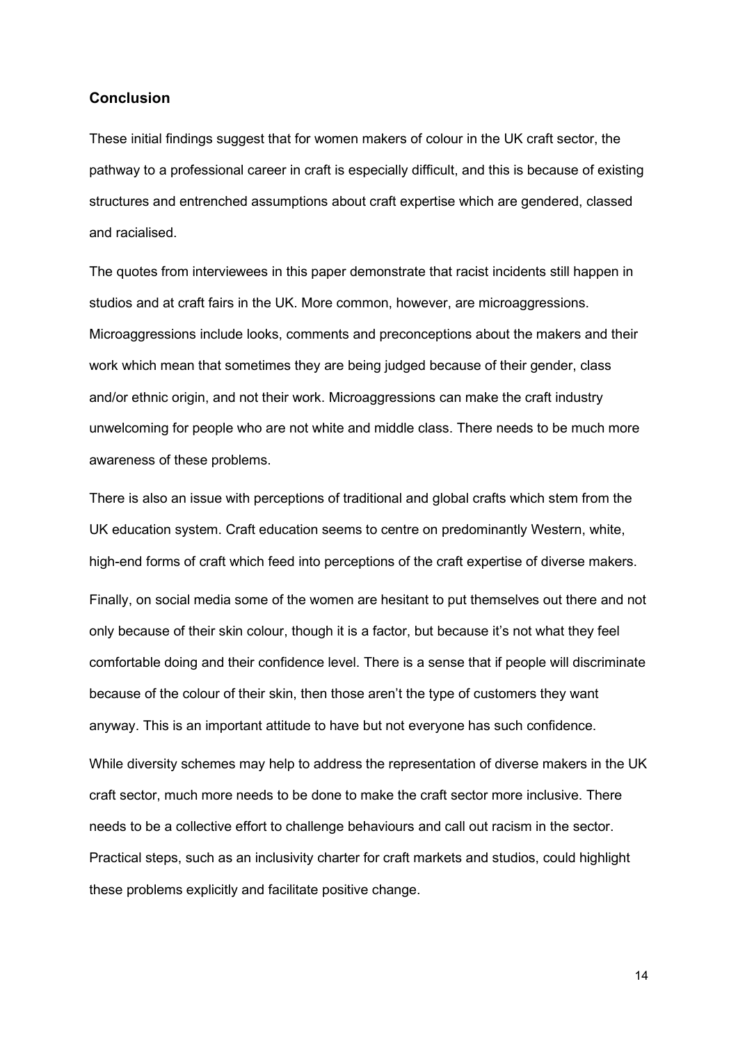## Conclusion

These initial findings suggest that for women makers of colour in the UK craft sector, the pathway to a professional career in craft is especially difficult, and this is because of existing structures and entrenched assumptions about craft expertise which are gendered, classed and racialised.

The quotes from interviewees in this paper demonstrate that racist incidents still happen in studios and at craft fairs in the UK. More common, however, are microaggressions. Microaggressions include looks, comments and preconceptions about the makers and their work which mean that sometimes they are being judged because of their gender, class and/or ethnic origin, and not their work. Microaggressions can make the craft industry unwelcoming for people who are not white and middle class. There needs to be much more awareness of these problems.

There is also an issue with perceptions of traditional and global crafts which stem from the UK education system. Craft education seems to centre on predominantly Western, white, high-end forms of craft which feed into perceptions of the craft expertise of diverse makers.

Finally, on social media some of the women are hesitant to put themselves out there and not only because of their skin colour, though it is a factor, but because it's not what they feel comfortable doing and their confidence level. There is a sense that if people will discriminate because of the colour of their skin, then those aren't the type of customers they want anyway. This is an important attitude to have but not everyone has such confidence.

While diversity schemes may help to address the representation of diverse makers in the UK craft sector, much more needs to be done to make the craft sector more inclusive. There needs to be a collective effort to challenge behaviours and call out racism in the sector. Practical steps, such as an inclusivity charter for craft markets and studios, could highlight these problems explicitly and facilitate positive change.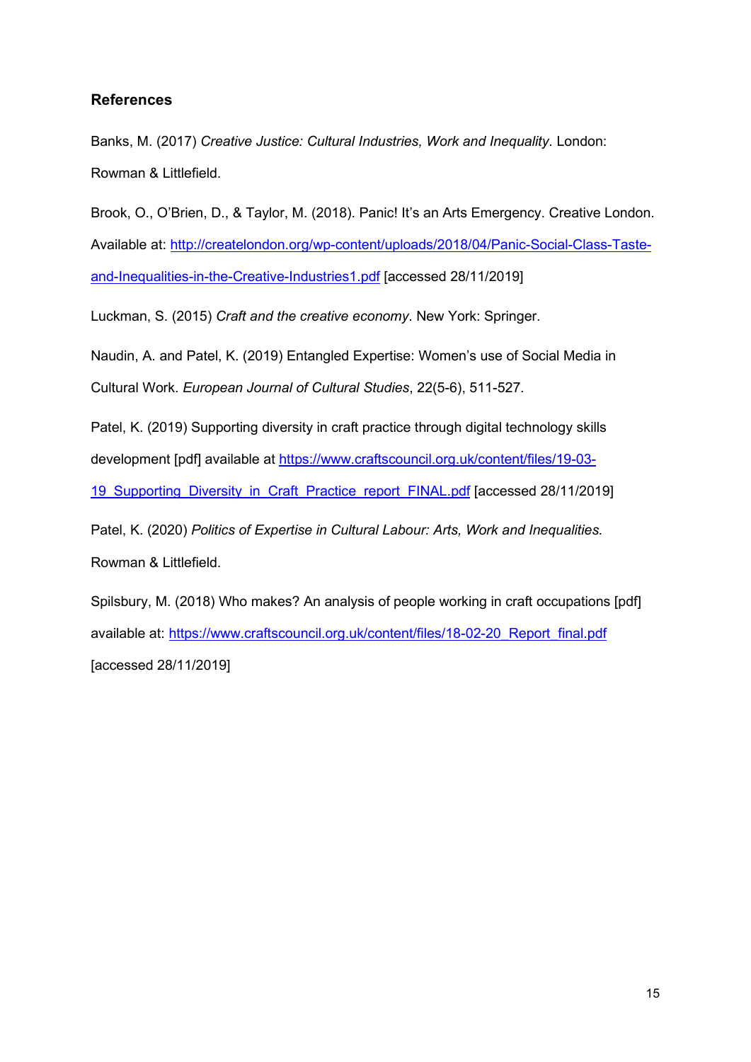## References

Banks, M. (2017) *Creative Justice: Cultural Industries, Work and Inequality*. London: Rowman & Littlefield.

Brook, O., O'Brien, D., & Taylor, M. (2018). Panic! It's an Arts Emergency. Creative London. Available at: http://createlondon.org/wp-content/uploads/2018/04/Panic-Social-Class-Taste-and-Inequalities-in-the-Creative-Industries1.pdf [accessed 28/11/2019]

Luckman, S. (2015) *Craft and the creative economy*. New York: Springer.

Naudin, A. and Patel, K. (2019) Entangled Expertise: Women's use of Social Media in Cultural Work. *European Journal of Cultural Studies*, 22(5-6), 511-527.

Patel, K. (2019) Supporting diversity in craft practice through digital technology skills development [pdf] available at https://www.craftscouncil.org.uk/content/files/19-03-19_Supporting_Diversity_in_Craft_Practice_report_FINAL.pdf [accessed 28/11/2019]

Patel, K. (2020) *Politics of Expertise in Cultural Labour: Arts, Work and Inequalities.* Rowman & Littlefield.

Spilsbury, M. (2018) Who makes? An analysis of people working in craft occupations [pdf] available at: https://www.craftscouncil.org.uk/content/files/18-02-20_Report_final.pdf [accessed 28/11/2019]